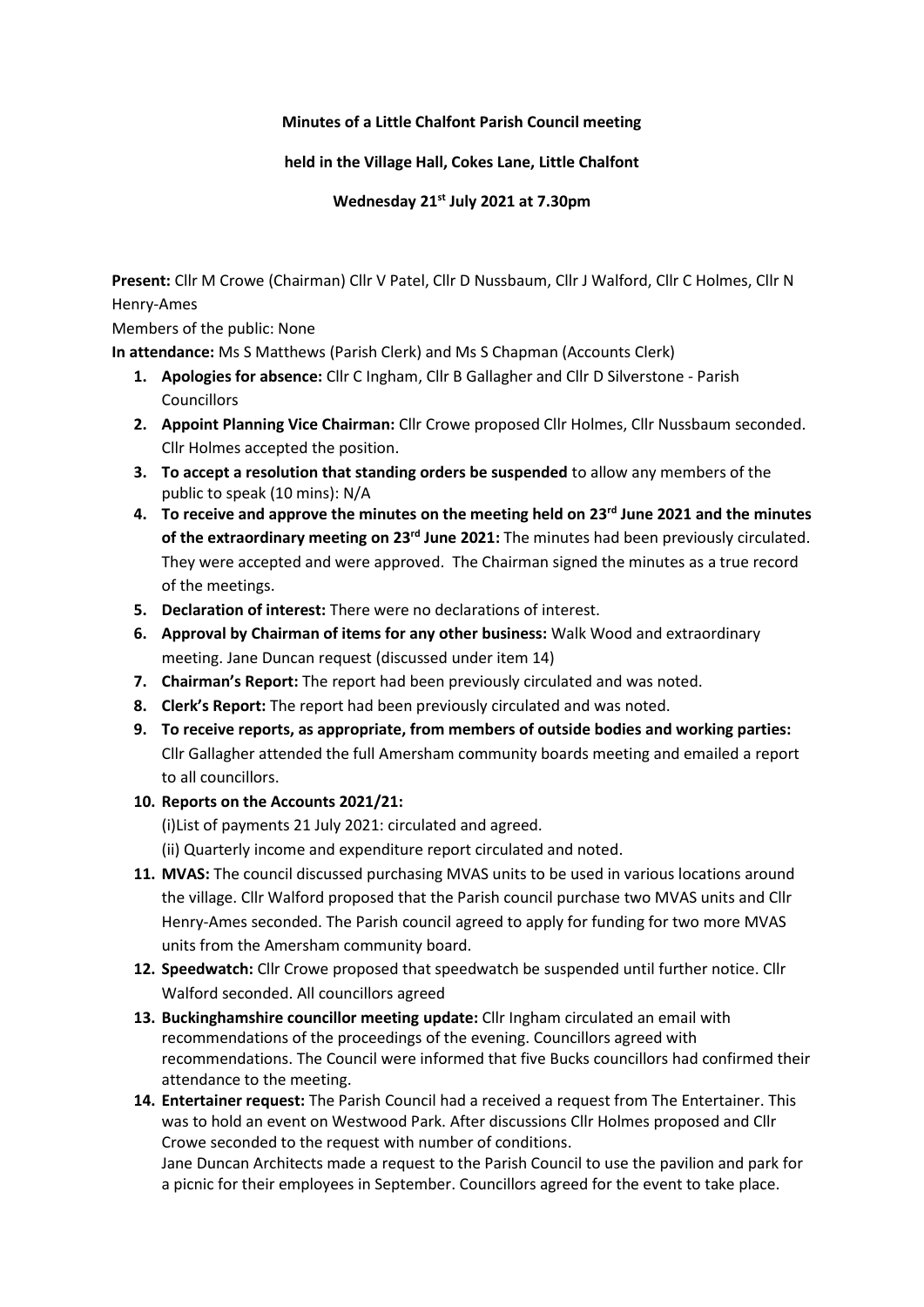**Minutes of a Little Chalfont Parish Council meeting**

**held in the Village Hall, Cokes Lane, Little Chalfont**

**Wednesday 21st July 2021 at 7.30pm**

**Present:** Cllr M Crowe (Chairman) Cllr V Patel, Cllr D Nussbaum, Cllr J Walford, Cllr C Holmes, Cllr N Henry-Ames

Members of the public: None

**In attendance:** Ms S Matthews (Parish Clerk) and Ms S Chapman (Accounts Clerk)

1. **Apologies for absence:** Cllr C Ingham, Cllr B Gallagher and Cllr D Silverstone - Parish Councillors
2. **Appoint Planning Vice Chairman:** Cllr Crowe proposed Cllr Holmes, Cllr Nussbaum seconded. Cllr Holmes accepted the position.
3. **To accept a resolution that standing orders be suspended** to allow any members of the public to speak (10 mins): N/A
4. **To receive and approve the minutes on the meeting held on 23rd June 2021 and the minutes of the extraordinary meeting on 23rd June 2021:** The minutes had been previously circulated. They were accepted and were approved. The Chairman signed the minutes as a true record of the meetings.
5. **Declaration of interest:** There were no declarations of interest.
6. **Approval by Chairman of items for any other business:** Walk Wood and extraordinary meeting. Jane Duncan request (discussed under item 14)
7. **Chairman's Report:** The report had been previously circulated and was noted.
8. **Clerk's Report:** The report had been previously circulated and was noted.
9. **To receive reports, as appropriate, from members of outside bodies and working parties:** Cllr Gallagher attended the full Amersham community boards meeting and emailed a report to all councillors.
10. **Reports on the Accounts 2021/21:**

    (i)List of payments 21 July 2021: circulated and agreed.

    (ii) Quarterly income and expenditure report circulated and noted.
11. **MVAS:** The council discussed purchasing MVAS units to be used in various locations around the village. Cllr Walford proposed that the Parish council purchase two MVAS units and Cllr Henry-Ames seconded. The Parish council agreed to apply for funding for two more MVAS units from the Amersham community board.
12. **Speedwatch:** Cllr Crowe proposed that speedwatch be suspended until further notice. Cllr Walford seconded. All councillors agreed
13. **Buckinghamshire councillor meeting update:** Cllr Ingham circulated an email with recommendations of the proceedings of the evening. Councillors agreed with recommendations. The Council were informed that five Bucks councillors had confirmed their attendance to the meeting.
14. **Entertainer request:** The Parish Council had a received a request from The Entertainer. This was to hold an event on Westwood Park. After discussions Cllr Holmes proposed and Cllr Crowe seconded to the request with number of conditions.

    Jane Duncan Architects made a request to the Parish Council to use the pavilion and park for a picnic for their employees in September. Councillors agreed for the event to take place.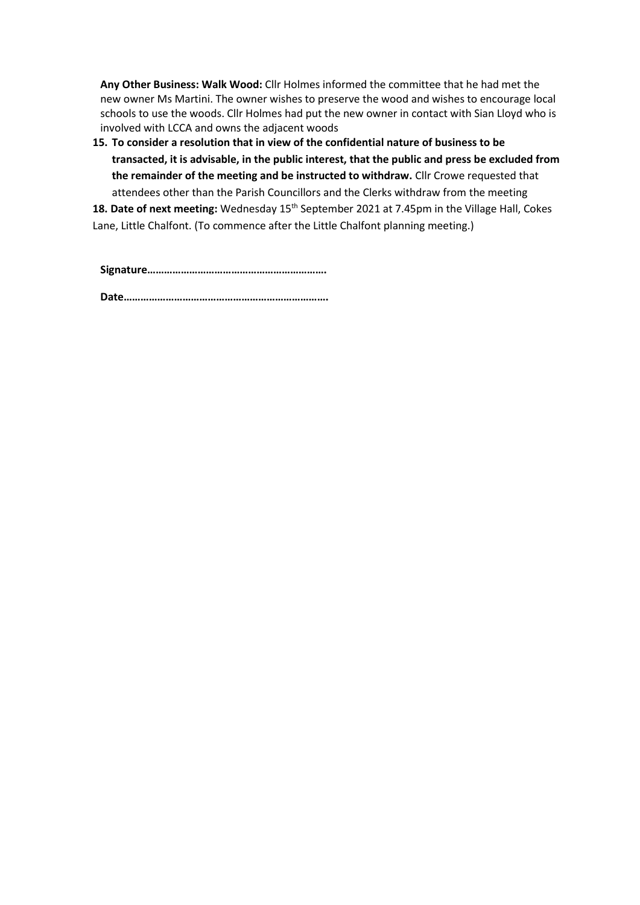**Any Other Business: Walk Wood:** Cllr Holmes informed the committee that he had met the new owner Ms Martini. The owner wishes to preserve the wood and wishes to encourage local schools to use the woods. Cllr Holmes had put the new owner in contact with Sian Lloyd who is involved with LCCA and owns the adjacent woods

**15. To consider a resolution that in view of the confidential nature of business to be transacted, it is advisable, in the public interest, that the public and press be excluded from the remainder of the meeting and be instructed to withdraw.** Cllr Crowe requested that attendees other than the Parish Councillors and the Clerks withdraw from the meeting

**18. Date of next meeting:** Wednesday 15th September 2021 at 7.45pm in the Village Hall, Cokes Lane, Little Chalfont. (To commence after the Little Chalfont planning meeting.)

**Signature……………………………………………………**

**Date……………………………………………………………**